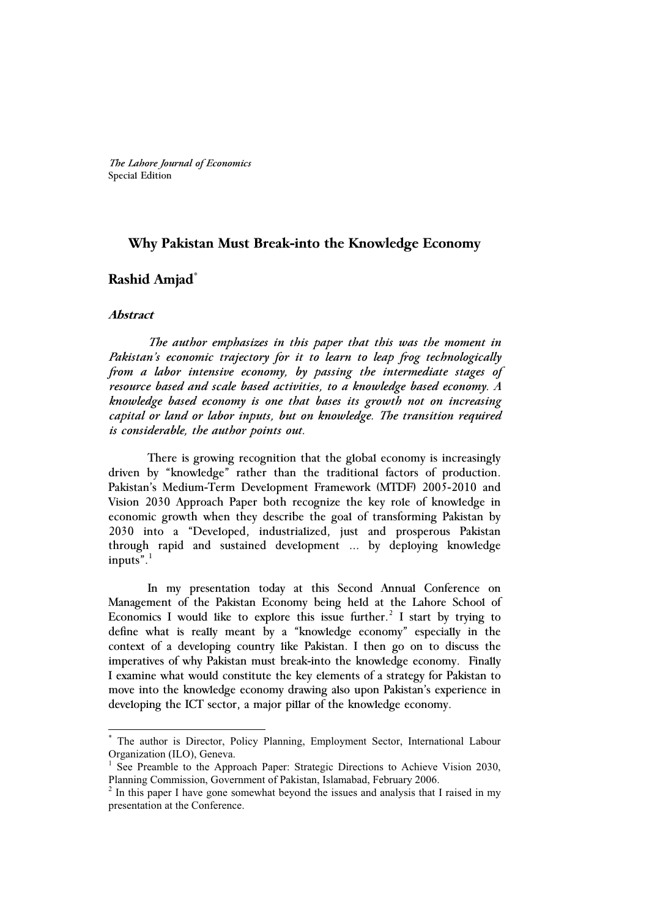*The Lahore Journal of Economics*
Special Edition

# Why Pakistan Must Break-into the Knowledge Economy

## Rashid Amjad[*]

### *Abstract*

*The author emphasizes in this paper that this was the moment in Pakistan's economic trajectory for it to learn to leap frog technologically from a labor intensive economy, by passing the intermediate stages of resource based and scale based activities, to a knowledge based economy. A knowledge based economy is one that bases its growth not on increasing capital or land or labor inputs, but on knowledge. The transition required is considerable, the author points out.*

There is growing recognition that the global economy is increasingly driven by "knowledge" rather than the traditional factors of production. Pakistan's Medium-Term Development Framework (MTDF) 2005-2010 and Vision 2030 Approach Paper both recognize the key role of knowledge in economic growth when they describe the goal of transforming Pakistan by 2030 into a "Developed, industrialized, just and prosperous Pakistan through rapid and sustained development ... by deploying knowledge inputs".[1]

In my presentation today at this Second Annual Conference on Management of the Pakistan Economy being held at the Lahore School of Economics I would like to explore this issue further.[2] I start by trying to define what is really meant by a "knowledge economy" especially in the context of a developing country like Pakistan. I then go on to discuss the imperatives of why Pakistan must break-into the knowledge economy. Finally I examine what would constitute the key elements of a strategy for Pakistan to move into the knowledge economy drawing also upon Pakistan's experience in developing the ICT sector, a major pillar of the knowledge economy.

---

[*] The author is Director, Policy Planning, Employment Sector, International Labour Organization (ILO), Geneva.

[1] See Preamble to the Approach Paper: Strategic Directions to Achieve Vision 2030, Planning Commission, Government of Pakistan, Islamabad, February 2006.

[2] In this paper I have gone somewhat beyond the issues and analysis that I raised in my presentation at the Conference.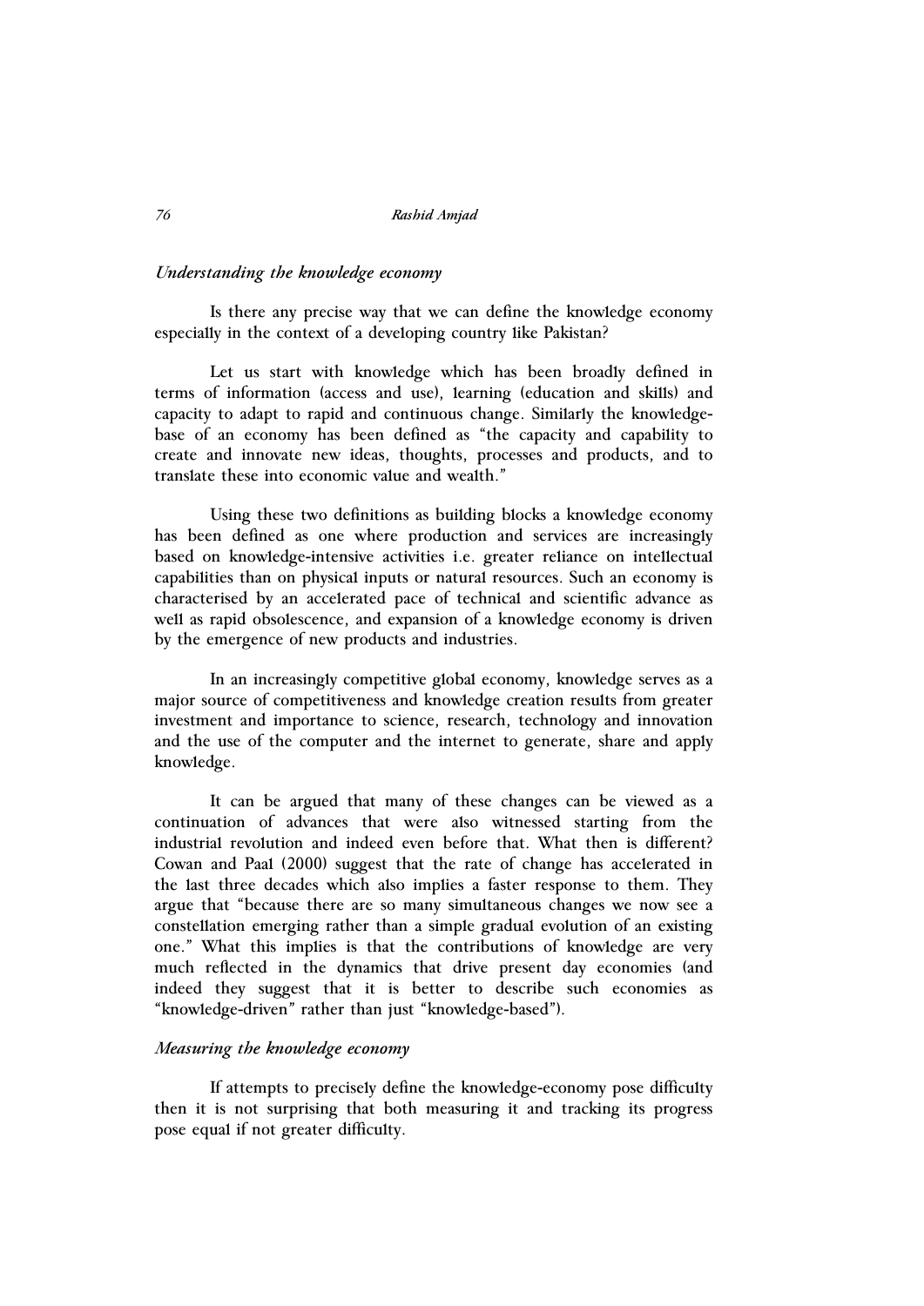### *Understanding the knowledge economy*

Is there any precise way that we can define the knowledge economy especially in the context of a developing country like Pakistan?

Let us start with knowledge which has been broadly defined in terms of information (access and use), learning (education and skills) and capacity to adapt to rapid and continuous change. Similarly the knowledge-base of an economy has been defined as "the capacity and capability to create and innovate new ideas, thoughts, processes and products, and to translate these into economic value and wealth."

Using these two definitions as building blocks a knowledge economy has been defined as one where production and services are increasingly based on knowledge-intensive activities i.e. greater reliance on intellectual capabilities than on physical inputs or natural resources. Such an economy is characterised by an accelerated pace of technical and scientific advance as well as rapid obsolescence, and expansion of a knowledge economy is driven by the emergence of new products and industries.

In an increasingly competitive global economy, knowledge serves as a major source of competitiveness and knowledge creation results from greater investment and importance to science, research, technology and innovation and the use of the computer and the internet to generate, share and apply knowledge.

It can be argued that many of these changes can be viewed as a continuation of advances that were also witnessed starting from the industrial revolution and indeed even before that. What then is different? Cowan and Paal (2000) suggest that the rate of change has accelerated in the last three decades which also implies a faster response to them. They argue that "because there are so many simultaneous changes we now see a constellation emerging rather than a simple gradual evolution of an existing one." What this implies is that the contributions of knowledge are very much reflected in the dynamics that drive present day economies (and indeed they suggest that it is better to describe such economies as "knowledge-driven" rather than just "knowledge-based").

### *Measuring the knowledge economy*

If attempts to precisely define the knowledge-economy pose difficulty then it is not surprising that both measuring it and tracking its progress pose equal if not greater difficulty.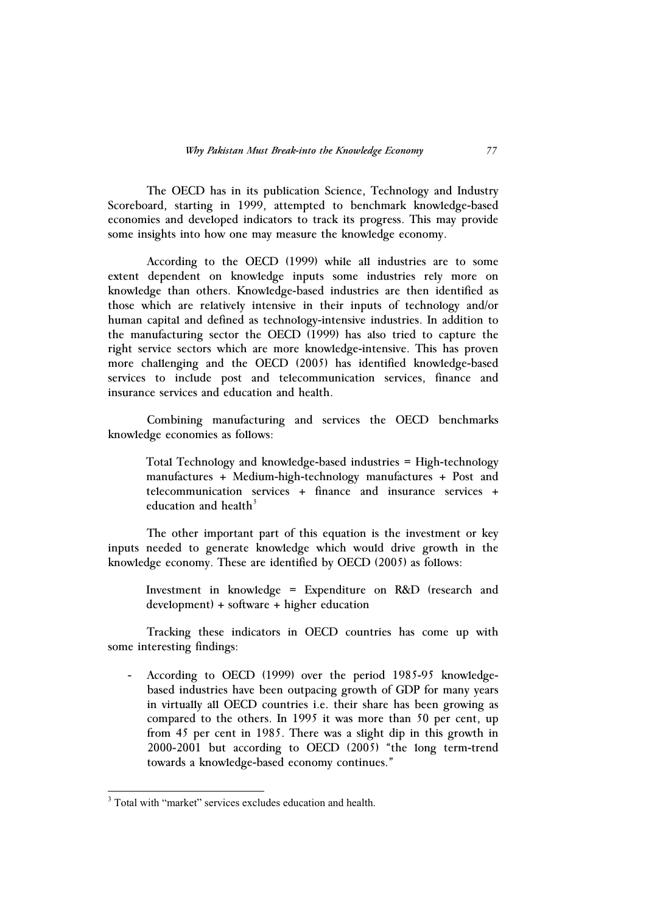The OECD has in its publication Science, Technology and Industry Scoreboard, starting in 1999, attempted to benchmark knowledge-based economies and developed indicators to track its progress. This may provide some insights into how one may measure the knowledge economy.

According to the OECD (1999) while all industries are to some extent dependent on knowledge inputs some industries rely more on knowledge than others. Knowledge-based industries are then identified as those which are relatively intensive in their inputs of technology and/or human capital and defined as technology-intensive industries. In addition to the manufacturing sector the OECD (1999) has also tried to capture the right service sectors which are more knowledge-intensive. This has proven more challenging and the OECD (2005) has identified knowledge-based services to include post and telecommunication services, finance and insurance services and education and health.

Combining manufacturing and services the OECD benchmarks knowledge economies as follows:

> Total Technology and knowledge-based industries = High-technology manufactures + Medium-high-technology manufactures + Post and telecommunication services + finance and insurance services + education and health[3]

The other important part of this equation is the investment or key inputs needed to generate knowledge which would drive growth in the knowledge economy. These are identified by OECD (2005) as follows:

> Investment in knowledge = Expenditure on R&D (research and development) + software + higher education

Tracking these indicators in OECD countries has come up with some interesting findings:

- According to OECD (1999) over the period 1985-95 knowledge-based industries have been outpacing growth of GDP for many years in virtually all OECD countries i.e. their share has been growing as compared to the others. In 1995 it was more than 50 per cent, up from 45 per cent in 1985. There was a slight dip in this growth in 2000-2001 but according to OECD (2005) "the long term-trend towards a knowledge-based economy continues."

[3] Total with "market" services excludes education and health.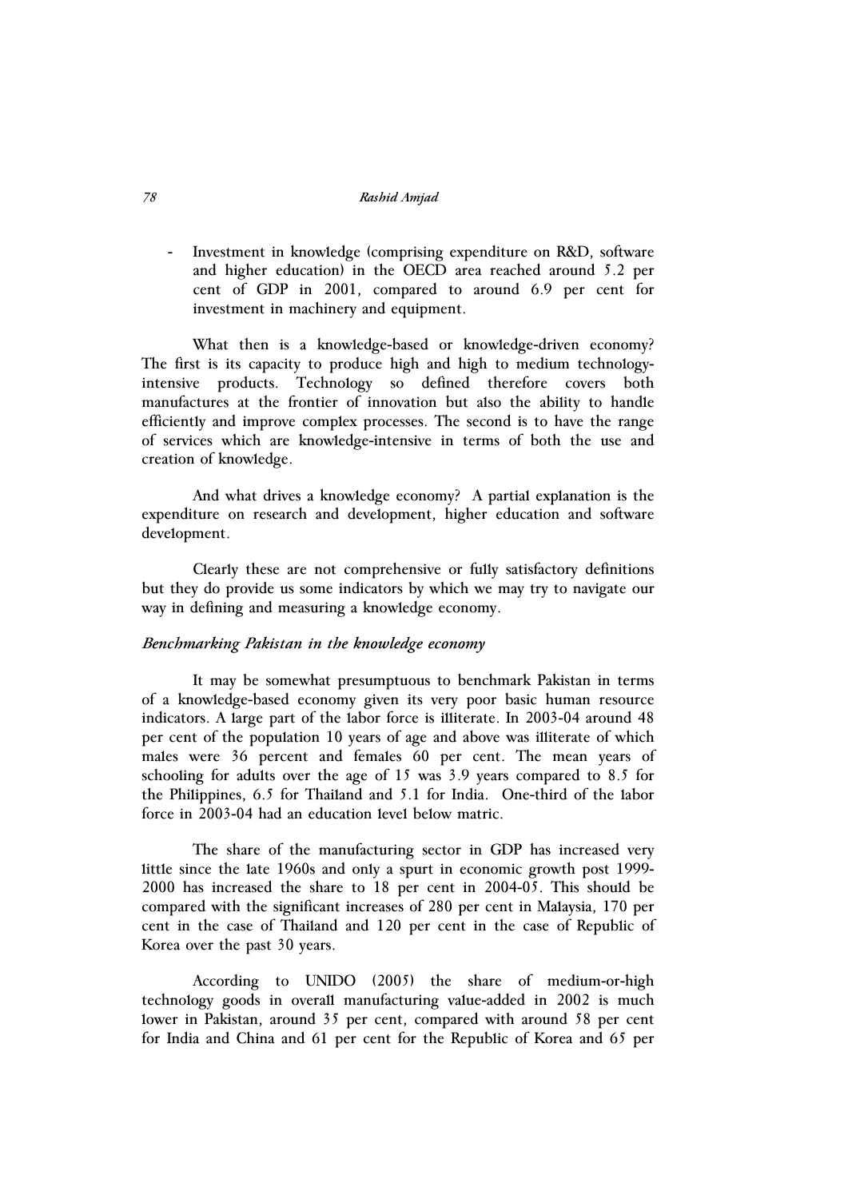- Investment in knowledge (comprising expenditure on R&D, software and higher education) in the OECD area reached around 5.2 per cent of GDP in 2001, compared to around 6.9 per cent for investment in machinery and equipment.

What then is a knowledge-based or knowledge-driven economy? The first is its capacity to produce high and high to medium technology-intensive products. Technology so defined therefore covers both manufactures at the frontier of innovation but also the ability to handle efficiently and improve complex processes. The second is to have the range of services which are knowledge-intensive in terms of both the use and creation of knowledge.

And what drives a knowledge economy? A partial explanation is the expenditure on research and development, higher education and software development.

Clearly these are not comprehensive or fully satisfactory definitions but they do provide us some indicators by which we may try to navigate our way in defining and measuring a knowledge economy.

*Benchmarking Pakistan in the knowledge economy*

It may be somewhat presumptuous to benchmark Pakistan in terms of a knowledge-based economy given its very poor basic human resource indicators. A large part of the labor force is illiterate. In 2003-04 around 48 per cent of the population 10 years of age and above was illiterate of which males were 36 percent and females 60 per cent. The mean years of schooling for adults over the age of 15 was 3.9 years compared to 8.5 for the Philippines, 6.5 for Thailand and 5.1 for India. One-third of the labor force in 2003-04 had an education level below matric.

The share of the manufacturing sector in GDP has increased very little since the late 1960s and only a spurt in economic growth post 1999-2000 has increased the share to 18 per cent in 2004-05. This should be compared with the significant increases of 280 per cent in Malaysia, 170 per cent in the case of Thailand and 120 per cent in the case of Republic of Korea over the past 30 years.

According to UNIDO (2005) the share of medium-or-high technology goods in overall manufacturing value-added in 2002 is much lower in Pakistan, around 35 per cent, compared with around 58 per cent for India and China and 61 per cent for the Republic of Korea and 65 per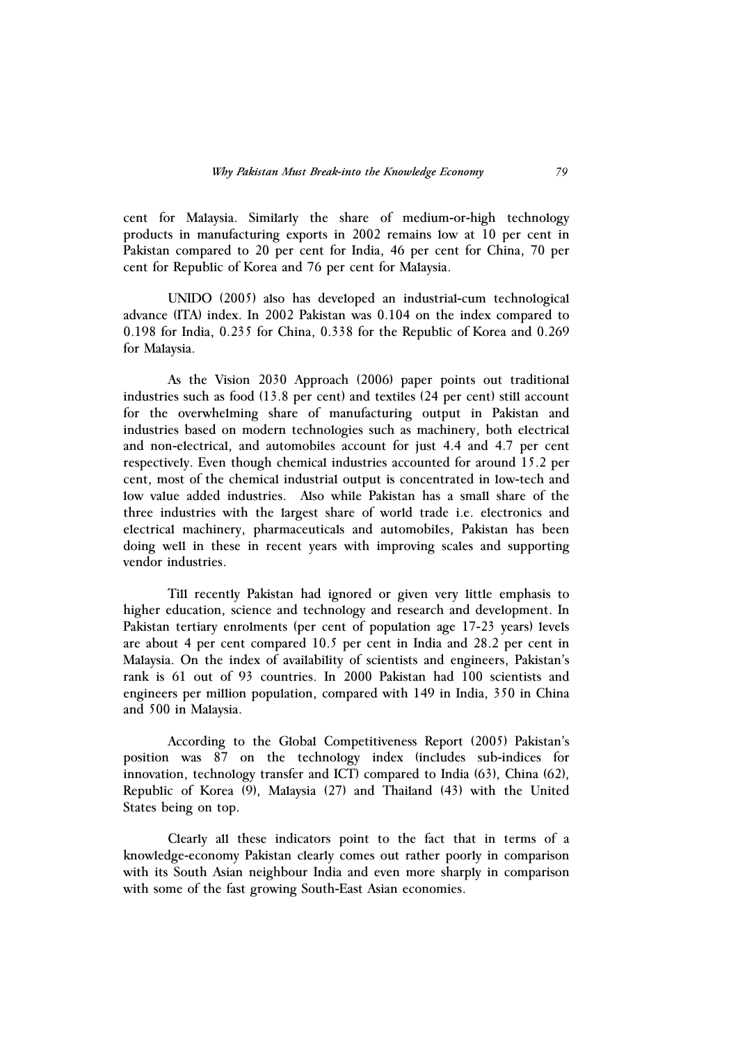cent for Malaysia. Similarly the share of medium-or-high technology products in manufacturing exports in 2002 remains low at 10 per cent in Pakistan compared to 20 per cent for India, 46 per cent for China, 70 per cent for Republic of Korea and 76 per cent for Malaysia.

UNIDO (2005) also has developed an industrial-cum technological advance (ITA) index. In 2002 Pakistan was 0.104 on the index compared to 0.198 for India, 0.235 for China, 0.338 for the Republic of Korea and 0.269 for Malaysia.

As the Vision 2030 Approach (2006) paper points out traditional industries such as food (13.8 per cent) and textiles (24 per cent) still account for the overwhelming share of manufacturing output in Pakistan and industries based on modern technologies such as machinery, both electrical and non-electrical, and automobiles account for just 4.4 and 4.7 per cent respectively. Even though chemical industries accounted for around 15.2 per cent, most of the chemical industrial output is concentrated in low-tech and low value added industries. Also while Pakistan has a small share of the three industries with the largest share of world trade i.e. electronics and electrical machinery, pharmaceuticals and automobiles, Pakistan has been doing well in these in recent years with improving scales and supporting vendor industries.

Till recently Pakistan had ignored or given very little emphasis to higher education, science and technology and research and development. In Pakistan tertiary enrolments (per cent of population age 17-23 years) levels are about 4 per cent compared 10.5 per cent in India and 28.2 per cent in Malaysia. On the index of availability of scientists and engineers, Pakistan's rank is 61 out of 93 countries. In 2000 Pakistan had 100 scientists and engineers per million population, compared with 149 in India, 350 in China and 500 in Malaysia.

According to the Global Competitiveness Report (2005) Pakistan's position was 87 on the technology index (includes sub-indices for innovation, technology transfer and ICT) compared to India (63), China (62), Republic of Korea (9), Malaysia (27) and Thailand (43) with the United States being on top.

Clearly all these indicators point to the fact that in terms of a knowledge-economy Pakistan clearly comes out rather poorly in comparison with its South Asian neighbour India and even more sharply in comparison with some of the fast growing South-East Asian economies.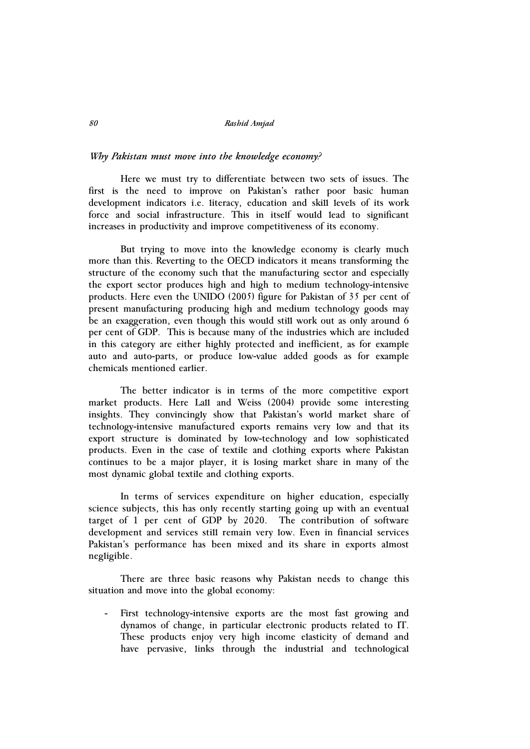*Why Pakistan must move into the knowledge economy?*

Here we must try to differentiate between two sets of issues. The first is the need to improve on Pakistan's rather poor basic human development indicators i.e. literacy, education and skill levels of its work force and social infrastructure. This in itself would lead to significant increases in productivity and improve competitiveness of its economy.

But trying to move into the knowledge economy is clearly much more than this. Reverting to the OECD indicators it means transforming the structure of the economy such that the manufacturing sector and especially the export sector produces high and high to medium technology-intensive products. Here even the UNIDO (2005) figure for Pakistan of 35 per cent of present manufacturing producing high and medium technology goods may be an exaggeration, even though this would still work out as only around 6 per cent of GDP. This is because many of the industries which are included in this category are either highly protected and inefficient, as for example auto and auto-parts, or produce low-value added goods as for example chemicals mentioned earlier.

The better indicator is in terms of the more competitive export market products. Here Lall and Weiss (2004) provide some interesting insights. They convincingly show that Pakistan's world market share of technology-intensive manufactured exports remains very low and that its export structure is dominated by low-technology and low sophisticated products. Even in the case of textile and clothing exports where Pakistan continues to be a major player, it is losing market share in many of the most dynamic global textile and clothing exports.

In terms of services expenditure on higher education, especially science subjects, this has only recently starting going up with an eventual target of 1 per cent of GDP by 2020. The contribution of software development and services still remain very low. Even in financial services Pakistan's performance has been mixed and its share in exports almost negligible.

There are three basic reasons why Pakistan needs to change this situation and move into the global economy:

- First technology-intensive exports are the most fast growing and dynamos of change, in particular electronic products related to IT. These products enjoy very high income elasticity of demand and have pervasive, links through the industrial and technological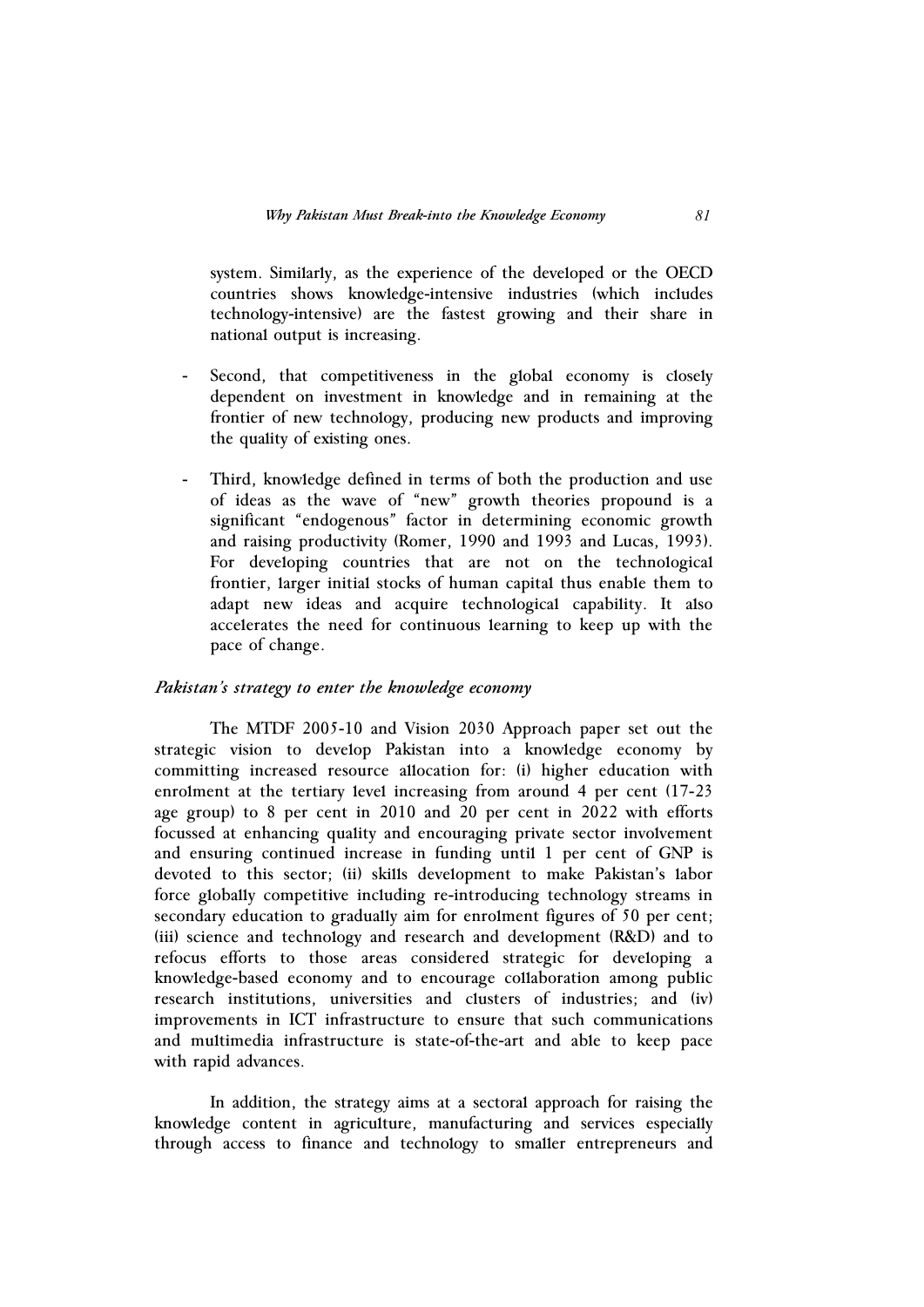system. Similarly, as the experience of the developed or the OECD countries shows knowledge-intensive industries (which includes technology-intensive) are the fastest growing and their share in national output is increasing.

- Second, that competitiveness in the global economy is closely dependent on investment in knowledge and in remaining at the frontier of new technology, producing new products and improving the quality of existing ones.

- Third, knowledge defined in terms of both the production and use of ideas as the wave of "new" growth theories propound is a significant "endogenous" factor in determining economic growth and raising productivity (Romer, 1990 and 1993 and Lucas, 1993). For developing countries that are not on the technological frontier, larger initial stocks of human capital thus enable them to adapt new ideas and acquire technological capability. It also accelerates the need for continuous learning to keep up with the pace of change.

### *Pakistan's strategy to enter the knowledge economy*

The MTDF 2005-10 and Vision 2030 Approach paper set out the strategic vision to develop Pakistan into a knowledge economy by committing increased resource allocation for: (i) higher education with enrolment at the tertiary level increasing from around 4 per cent (17-23 age group) to 8 per cent in 2010 and 20 per cent in 2022 with efforts focussed at enhancing quality and encouraging private sector involvement and ensuring continued increase in funding until 1 per cent of GNP is devoted to this sector; (ii) skills development to make Pakistan's labor force globally competitive including re-introducing technology streams in secondary education to gradually aim for enrolment figures of 50 per cent; (iii) science and technology and research and development (R&D) and to refocus efforts to those areas considered strategic for developing a knowledge-based economy and to encourage collaboration among public research institutions, universities and clusters of industries; and (iv) improvements in ICT infrastructure to ensure that such communications and multimedia infrastructure is state-of-the-art and able to keep pace with rapid advances.

In addition, the strategy aims at a sectoral approach for raising the knowledge content in agriculture, manufacturing and services especially through access to finance and technology to smaller entrepreneurs and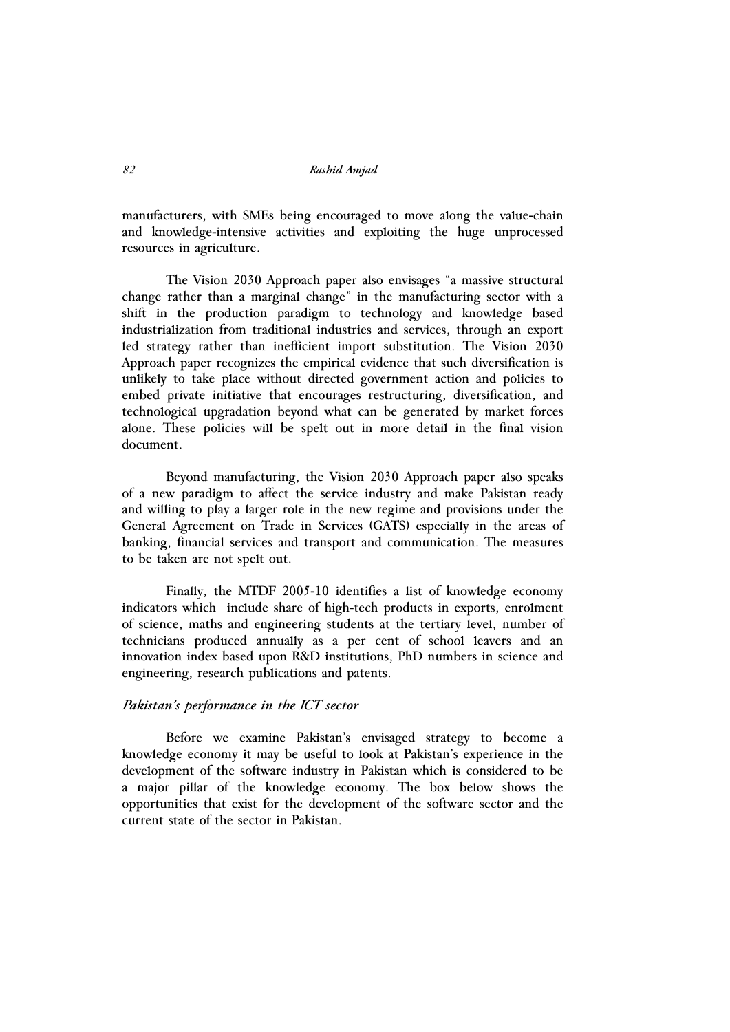manufacturers, with SMEs being encouraged to move along the value-chain and knowledge-intensive activities and exploiting the huge unprocessed resources in agriculture.

The Vision 2030 Approach paper also envisages "a massive structural change rather than a marginal change" in the manufacturing sector with a shift in the production paradigm to technology and knowledge based industrialization from traditional industries and services, through an export led strategy rather than inefficient import substitution. The Vision 2030 Approach paper recognizes the empirical evidence that such diversification is unlikely to take place without directed government action and policies to embed private initiative that encourages restructuring, diversification, and technological upgradation beyond what can be generated by market forces alone. These policies will be spelt out in more detail in the final vision document.

Beyond manufacturing, the Vision 2030 Approach paper also speaks of a new paradigm to affect the service industry and make Pakistan ready and willing to play a larger role in the new regime and provisions under the General Agreement on Trade in Services (GATS) especially in the areas of banking, financial services and transport and communication. The measures to be taken are not spelt out.

Finally, the MTDF 2005-10 identifies a list of knowledge economy indicators which include share of high-tech products in exports, enrolment of science, maths and engineering students at the tertiary level, number of technicians produced annually as a per cent of school leavers and an innovation index based upon R&D institutions, PhD numbers in science and engineering, research publications and patents.

### *Pakistan's performance in the ICT sector*

Before we examine Pakistan's envisaged strategy to become a knowledge economy it may be useful to look at Pakistan's experience in the development of the software industry in Pakistan which is considered to be a major pillar of the knowledge economy. The box below shows the opportunities that exist for the development of the software sector and the current state of the sector in Pakistan.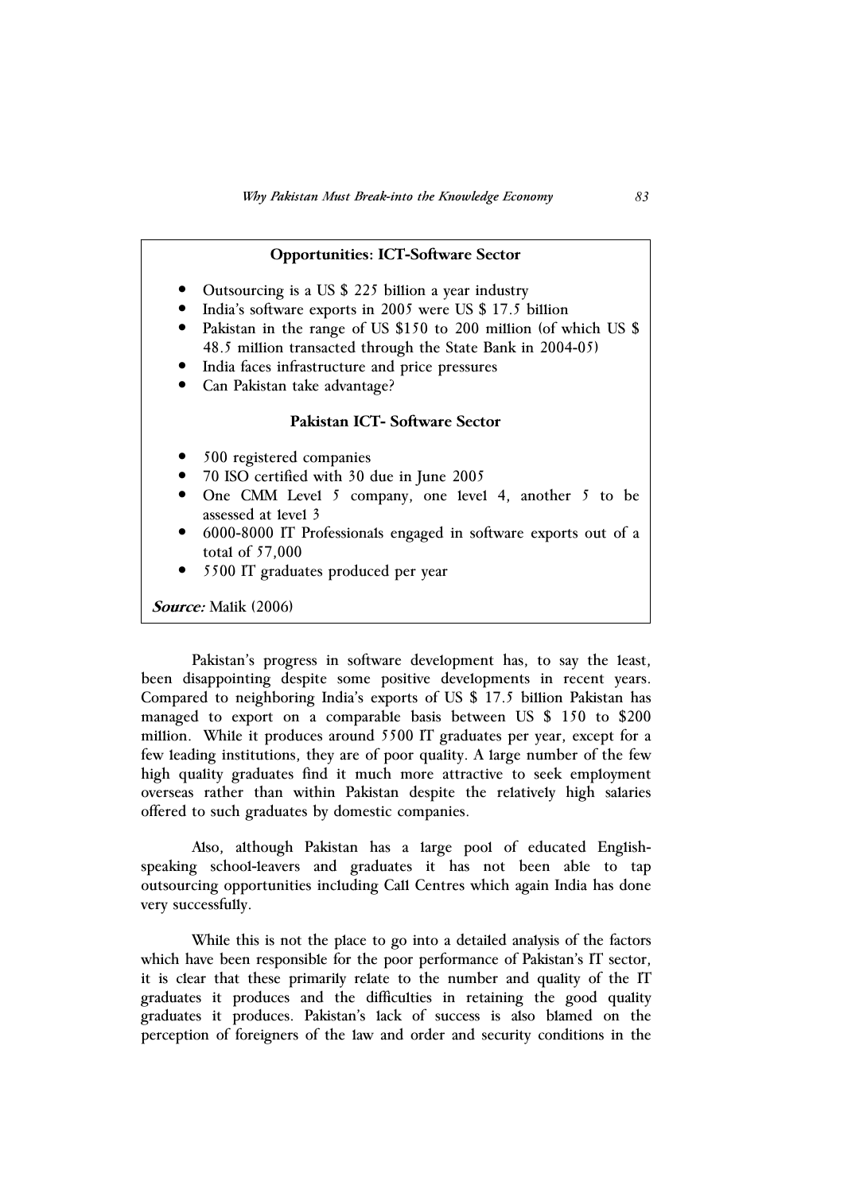**Opportunities: ICT-Software Sector**

- Outsourcing is a US $ 225 billion a year industry
- India's software exports in 2005 were US $ 17.5 billion
- Pakistan in the range of US $150 to 200 million (of which US $ 48.5 million transacted through the State Bank in 2004-05)
- India faces infrastructure and price pressures
- Can Pakistan take advantage?

**Pakistan ICT- Software Sector**

- 500 registered companies
- 70 ISO certified with 30 due in June 2005
- One CMM Level 5 company, one level 4, another 5 to be assessed at level 3
- 6000-8000 IT Professionals engaged in software exports out of a total of 57,000
- 5500 IT graduates produced per year

***Source:*** Malik (2006)

Pakistan's progress in software development has, to say the least, been disappointing despite some positive developments in recent years. Compared to neighboring India's exports of US $ 17.5 billion Pakistan has managed to export on a comparable basis between US $ 150 to $200 million. While it produces around 5500 IT graduates per year, except for a few leading institutions, they are of poor quality. A large number of the few high quality graduates find it much more attractive to seek employment overseas rather than within Pakistan despite the relatively high salaries offered to such graduates by domestic companies.

Also, although Pakistan has a large pool of educated English-speaking school-leavers and graduates it has not been able to tap outsourcing opportunities including Call Centres which again India has done very successfully.

While this is not the place to go into a detailed analysis of the factors which have been responsible for the poor performance of Pakistan's IT sector, it is clear that these primarily relate to the number and quality of the IT graduates it produces and the difficulties in retaining the good quality graduates it produces. Pakistan's lack of success is also blamed on the perception of foreigners of the law and order and security conditions in the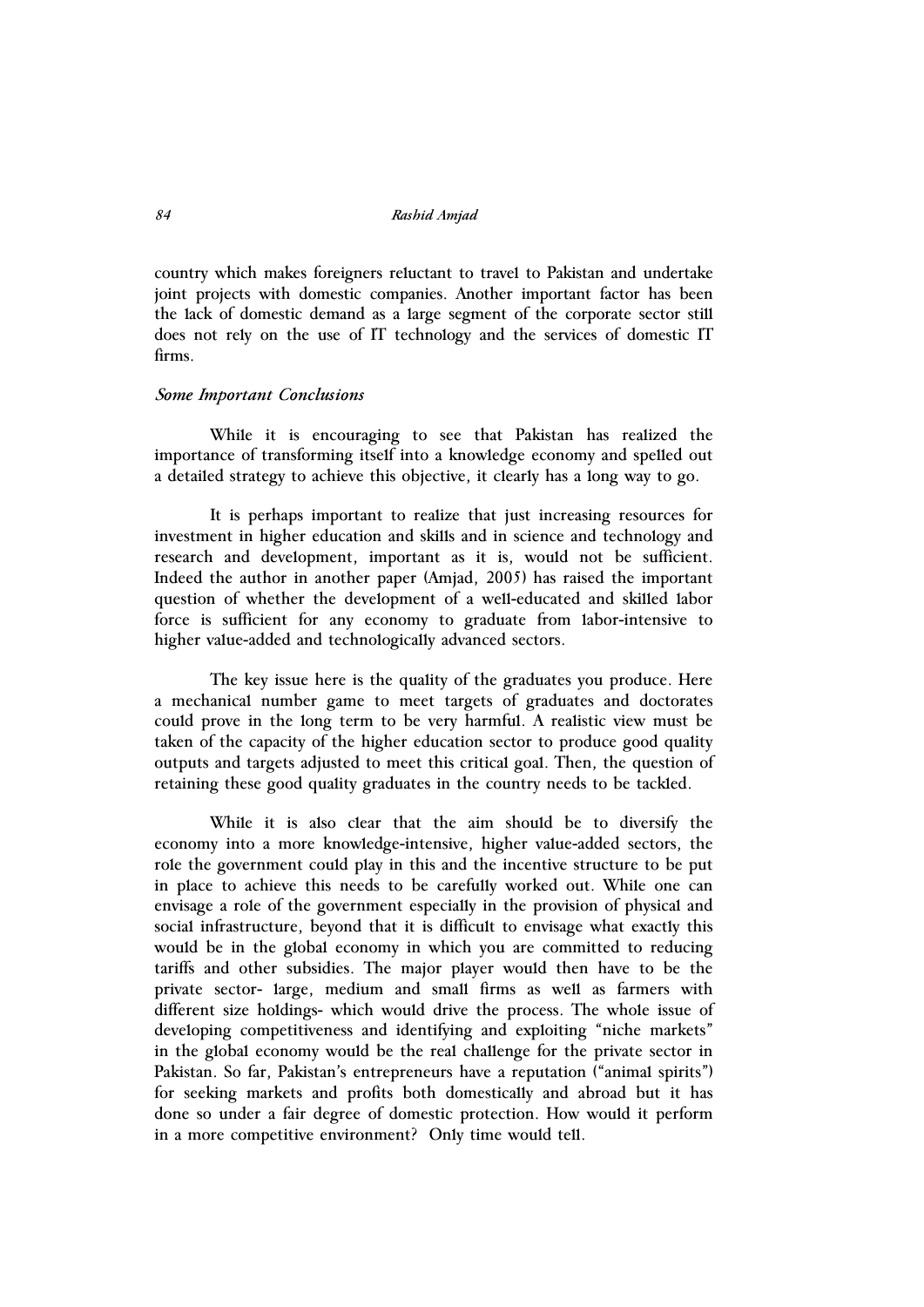country which makes foreigners reluctant to travel to Pakistan and undertake joint projects with domestic companies. Another important factor has been the lack of domestic demand as a large segment of the corporate sector still does not rely on the use of IT technology and the services of domestic IT firms.

### *Some Important Conclusions*

While it is encouraging to see that Pakistan has realized the importance of transforming itself into a knowledge economy and spelled out a detailed strategy to achieve this objective, it clearly has a long way to go.

It is perhaps important to realize that just increasing resources for investment in higher education and skills and in science and technology and research and development, important as it is, would not be sufficient. Indeed the author in another paper (Amjad, 2005) has raised the important question of whether the development of a well-educated and skilled labor force is sufficient for any economy to graduate from labor-intensive to higher value-added and technologically advanced sectors.

The key issue here is the quality of the graduates you produce. Here a mechanical number game to meet targets of graduates and doctorates could prove in the long term to be very harmful. A realistic view must be taken of the capacity of the higher education sector to produce good quality outputs and targets adjusted to meet this critical goal. Then, the question of retaining these good quality graduates in the country needs to be tackled.

While it is also clear that the aim should be to diversify the economy into a more knowledge-intensive, higher value-added sectors, the role the government could play in this and the incentive structure to be put in place to achieve this needs to be carefully worked out. While one can envisage a role of the government especially in the provision of physical and social infrastructure, beyond that it is difficult to envisage what exactly this would be in the global economy in which you are committed to reducing tariffs and other subsidies. The major player would then have to be the private sector- large, medium and small firms as well as farmers with different size holdings- which would drive the process. The whole issue of developing competitiveness and identifying and exploiting "niche markets" in the global economy would be the real challenge for the private sector in Pakistan. So far, Pakistan's entrepreneurs have a reputation ("animal spirits") for seeking markets and profits both domestically and abroad but it has done so under a fair degree of domestic protection. How would it perform in a more competitive environment? Only time would tell.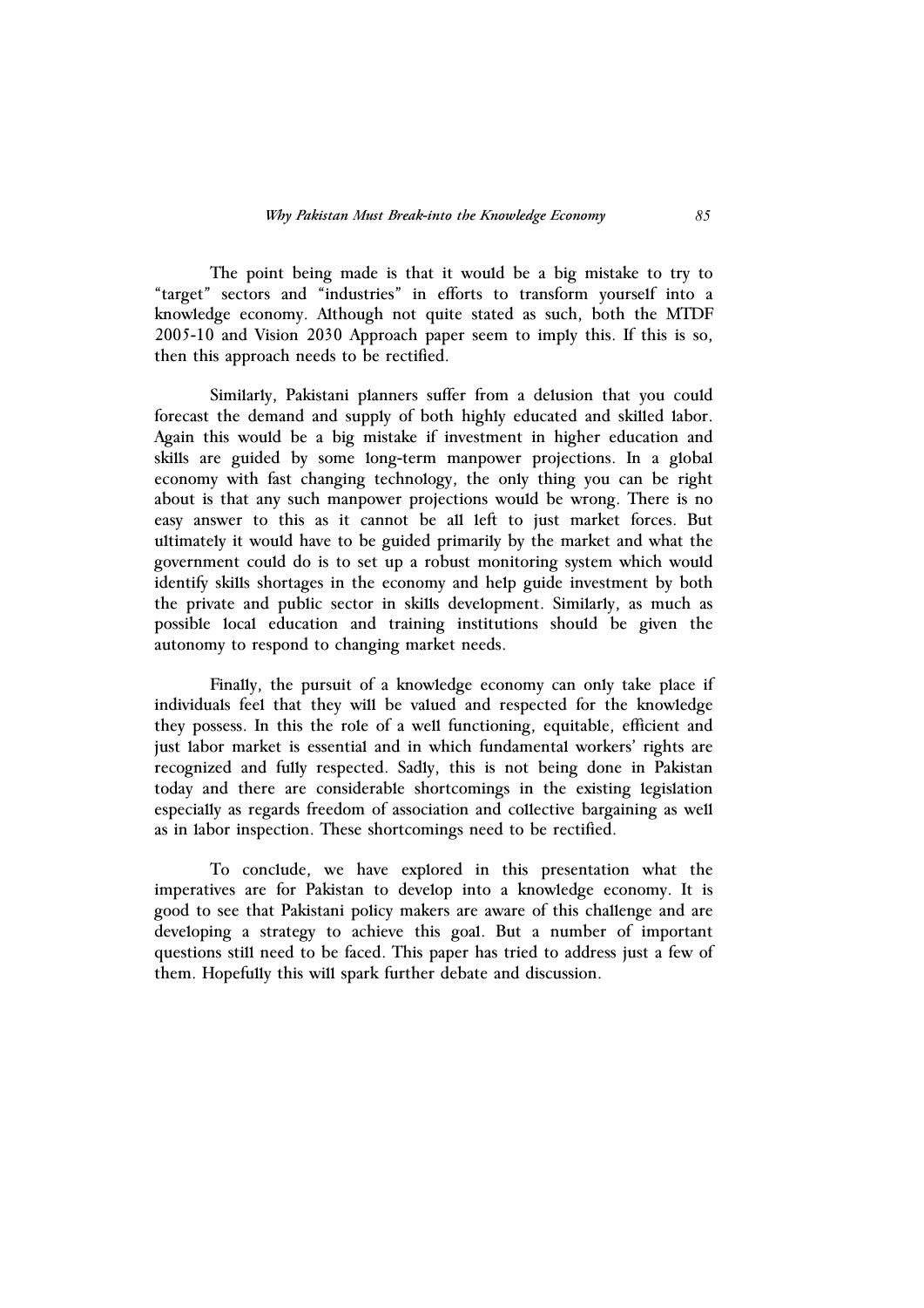The point being made is that it would be a big mistake to try to "target" sectors and "industries" in efforts to transform yourself into a knowledge economy. Although not quite stated as such, both the MTDF 2005-10 and Vision 2030 Approach paper seem to imply this. If this is so, then this approach needs to be rectified.

Similarly, Pakistani planners suffer from a delusion that you could forecast the demand and supply of both highly educated and skilled labor. Again this would be a big mistake if investment in higher education and skills are guided by some long-term manpower projections. In a global economy with fast changing technology, the only thing you can be right about is that any such manpower projections would be wrong. There is no easy answer to this as it cannot be all left to just market forces. But ultimately it would have to be guided primarily by the market and what the government could do is to set up a robust monitoring system which would identify skills shortages in the economy and help guide investment by both the private and public sector in skills development. Similarly, as much as possible local education and training institutions should be given the autonomy to respond to changing market needs.

Finally, the pursuit of a knowledge economy can only take place if individuals feel that they will be valued and respected for the knowledge they possess. In this the role of a well functioning, equitable, efficient and just labor market is essential and in which fundamental workers' rights are recognized and fully respected. Sadly, this is not being done in Pakistan today and there are considerable shortcomings in the existing legislation especially as regards freedom of association and collective bargaining as well as in labor inspection. These shortcomings need to be rectified.

To conclude, we have explored in this presentation what the imperatives are for Pakistan to develop into a knowledge economy. It is good to see that Pakistani policy makers are aware of this challenge and are developing a strategy to achieve this goal. But a number of important questions still need to be faced. This paper has tried to address just a few of them. Hopefully this will spark further debate and discussion.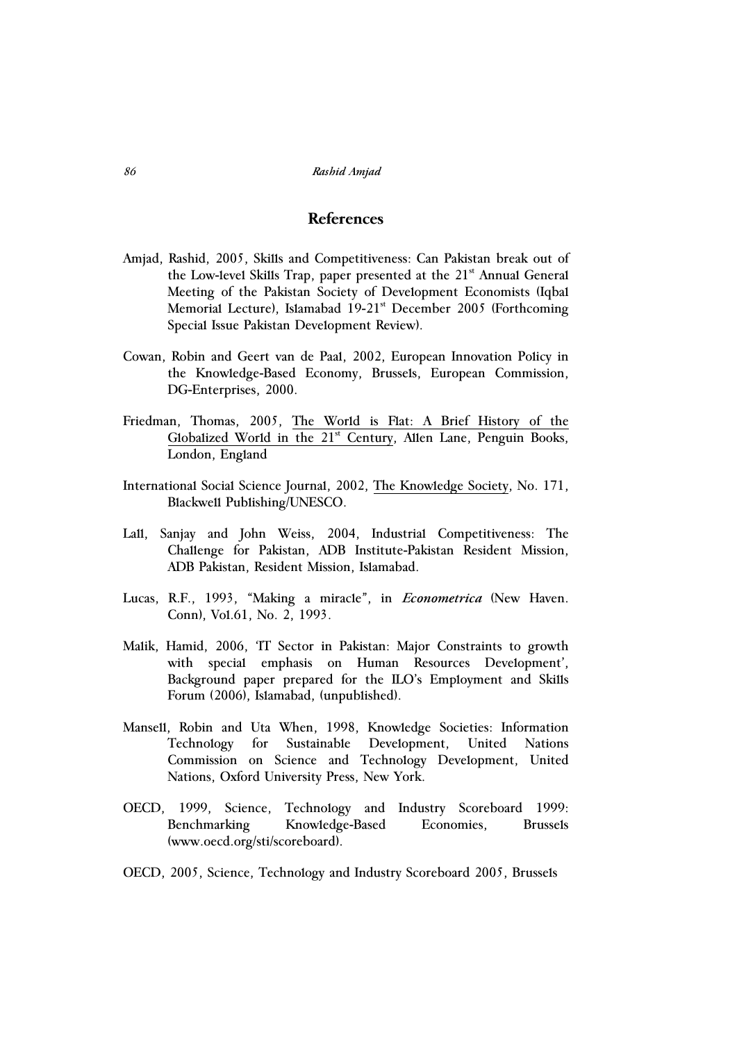## References

Amjad, Rashid, 2005, Skills and Competitiveness: Can Pakistan break out of the Low-level Skills Trap, paper presented at the 21st Annual General Meeting of the Pakistan Society of Development Economists (Iqbal Memorial Lecture), Islamabad 19-21st December 2005 (Forthcoming Special Issue Pakistan Development Review).

Cowan, Robin and Geert van de Paal, 2002, European Innovation Policy in the Knowledge-Based Economy, Brussels, European Commission, DG-Enterprises, 2000.

Friedman, Thomas, 2005, The World is Flat: A Brief History of the Globalized World in the 21st Century, Allen Lane, Penguin Books, London, England

International Social Science Journal, 2002, The Knowledge Society, No. 171, Blackwell Publishing/UNESCO.

Lall, Sanjay and John Weiss, 2004, Industrial Competitiveness: The Challenge for Pakistan, ADB Institute-Pakistan Resident Mission, ADB Pakistan, Resident Mission, Islamabad.

Lucas, R.F., 1993, "Making a miracle", in *Econometrica* (New Haven. Conn), Vol.61, No. 2, 1993.

Malik, Hamid, 2006, 'IT Sector in Pakistan: Major Constraints to growth with special emphasis on Human Resources Development', Background paper prepared for the ILO's Employment and Skills Forum (2006), Islamabad, (unpublished).

Mansell, Robin and Uta When, 1998, Knowledge Societies: Information Technology for Sustainable Development, United Nations Commission on Science and Technology Development, United Nations, Oxford University Press, New York.

OECD, 1999, Science, Technology and Industry Scoreboard 1999: Benchmarking Knowledge-Based Economies, Brussels (www.oecd.org/sti/scoreboard).

OECD, 2005, Science, Technology and Industry Scoreboard 2005, Brussels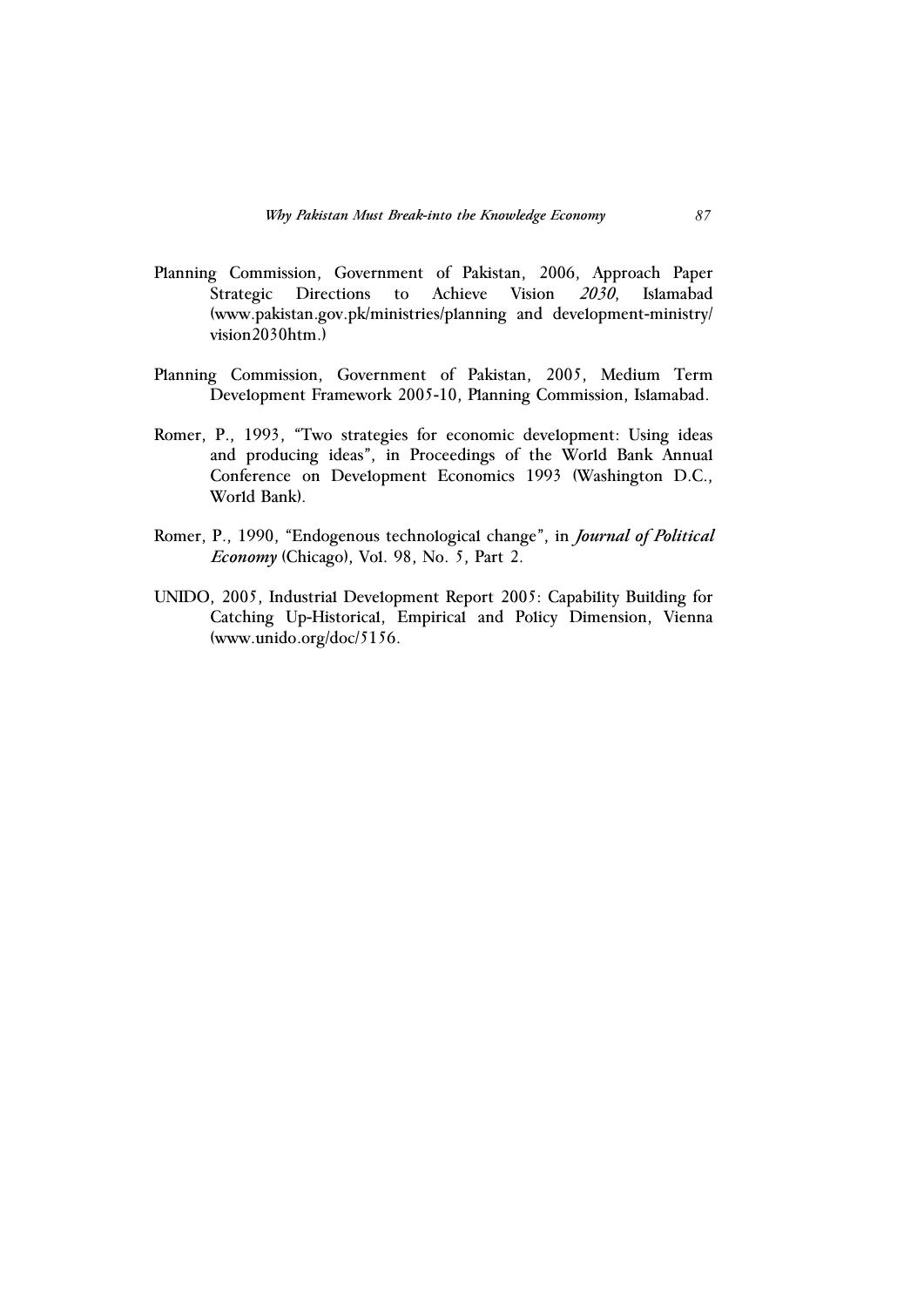Planning Commission, Government of Pakistan, 2006, Approach Paper Strategic Directions to Achieve Vision *2030,* Islamabad (www.pakistan.gov.pk/ministries/planning and development-ministry/ vision2030htm.)

Planning Commission, Government of Pakistan, 2005, Medium Term Development Framework 2005-10, Planning Commission, Islamabad.

Romer, P., 1993, "Two strategies for economic development: Using ideas and producing ideas", in Proceedings of the World Bank Annual Conference on Development Economics 1993 (Washington D.C., World Bank).

Romer, P., 1990, "Endogenous technological change", in ***Journal of Political Economy*** (Chicago), Vol. 98, No. 5, Part 2.

UNIDO, 2005, Industrial Development Report 2005: Capability Building for Catching Up-Historical, Empirical and Policy Dimension, Vienna (www.unido.org/doc/5156.